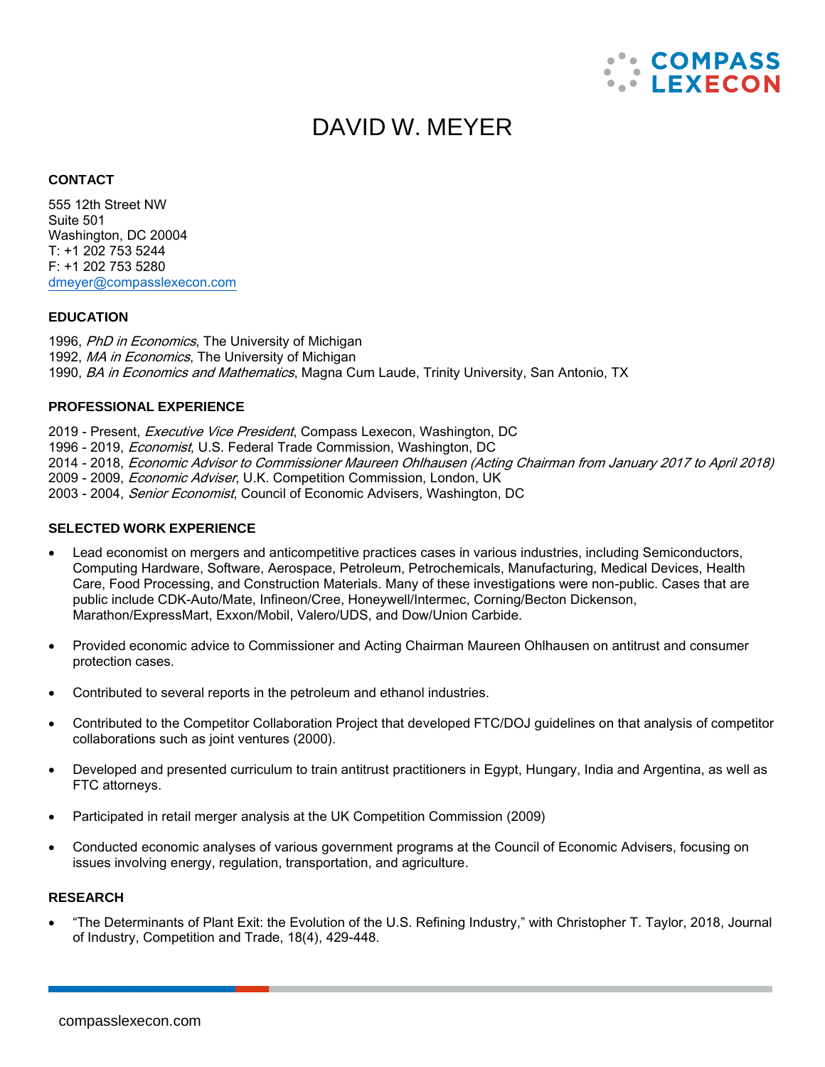# DAVID W. MEYER

## CONTACT

555 12th Street NW
Suite 501
Washington, DC 20004
T: +1 202 753 5244
F: +1 202 753 5280
dmeyer@compasslexecon.com

## EDUCATION

1996, *PhD in Economics*, The University of Michigan
1992, *MA in Economics*, The University of Michigan
1990, *BA in Economics and Mathematics*, Magna Cum Laude, Trinity University, San Antonio, TX

## PROFESSIONAL EXPERIENCE

2019 - Present, *Executive Vice President*, Compass Lexecon, Washington, DC
1996 - 2019, *Economist*, U.S. Federal Trade Commission, Washington, DC
2014 - 2018, *Economic Advisor to Commissioner Maureen Ohlhausen (Acting Chairman from January 2017 to April 2018)*
2009 - 2009, *Economic Adviser*, U.K. Competition Commission, London, UK
2003 - 2004, *Senior Economist*, Council of Economic Advisers, Washington, DC

## SELECTED WORK EXPERIENCE

- Lead economist on mergers and anticompetitive practices cases in various industries, including Semiconductors, Computing Hardware, Software, Aerospace, Petroleum, Petrochemicals, Manufacturing, Medical Devices, Health Care, Food Processing, and Construction Materials. Many of these investigations were non-public. Cases that are public include CDK-Auto/Mate, Infineon/Cree, Honeywell/Intermec, Corning/Becton Dickenson, Marathon/ExpressMart, Exxon/Mobil, Valero/UDS, and Dow/Union Carbide.
- Provided economic advice to Commissioner and Acting Chairman Maureen Ohlhausen on antitrust and consumer protection cases.
- Contributed to several reports in the petroleum and ethanol industries.
- Contributed to the Competitor Collaboration Project that developed FTC/DOJ guidelines on that analysis of competitor collaborations such as joint ventures (2000).
- Developed and presented curriculum to train antitrust practitioners in Egypt, Hungary, India and Argentina, as well as FTC attorneys.
- Participated in retail merger analysis at the UK Competition Commission (2009)
- Conducted economic analyses of various government programs at the Council of Economic Advisers, focusing on issues involving energy, regulation, transportation, and agriculture.

## RESEARCH

- "The Determinants of Plant Exit: the Evolution of the U.S. Refining Industry," with Christopher T. Taylor, 2018, Journal of Industry, Competition and Trade, 18(4), 429-448.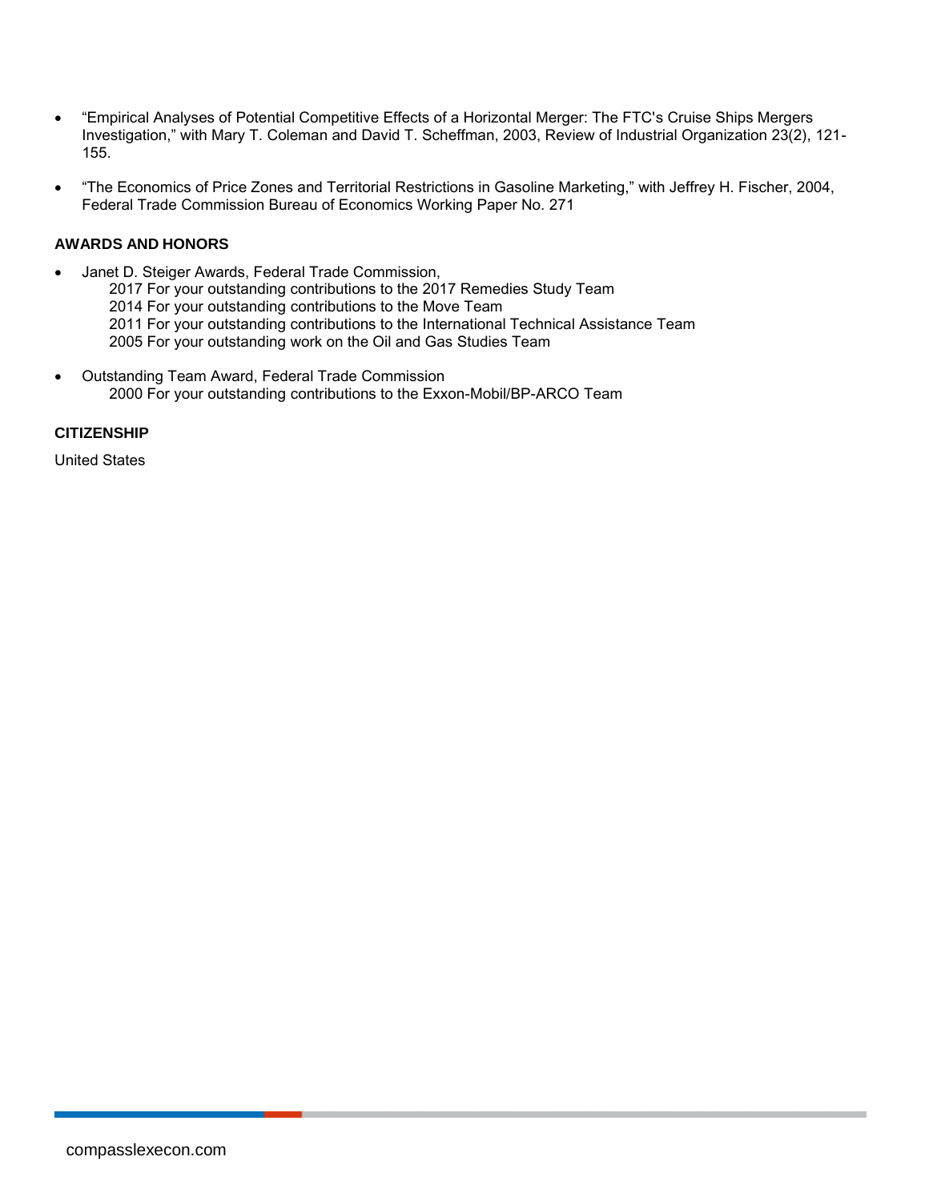- "Empirical Analyses of Potential Competitive Effects of a Horizontal Merger: The FTC's Cruise Ships Mergers Investigation," with Mary T. Coleman and David T. Scheffman, 2003, Review of Industrial Organization 23(2), 121-155.

- "The Economics of Price Zones and Territorial Restrictions in Gasoline Marketing," with Jeffrey H. Fischer, 2004, Federal Trade Commission Bureau of Economics Working Paper No. 271

**AWARDS AND HONORS**

- Janet D. Steiger Awards, Federal Trade Commission,
  2017 For your outstanding contributions to the 2017 Remedies Study Team
  2014 For your outstanding contributions to the Move Team
  2011 For your outstanding contributions to the International Technical Assistance Team
  2005 For your outstanding work on the Oil and Gas Studies Team

- Outstanding Team Award, Federal Trade Commission
  2000 For your outstanding contributions to the Exxon-Mobil/BP-ARCO Team

**CITIZENSHIP**

United States